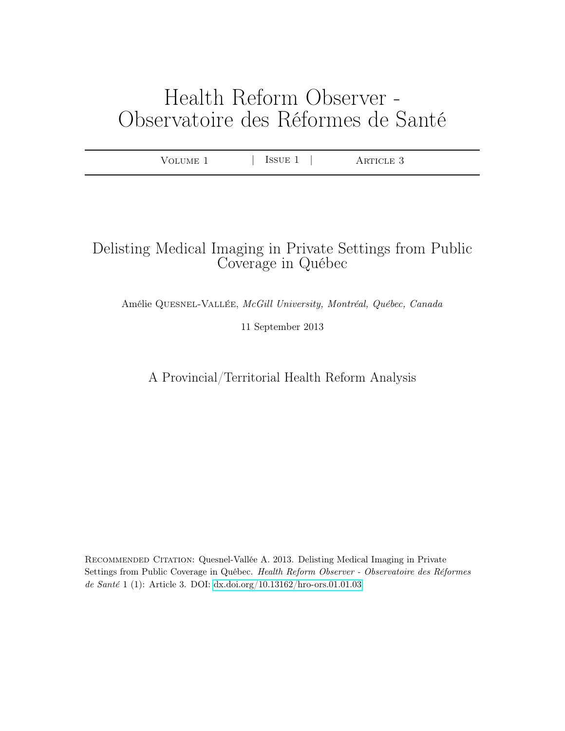# Health Reform Observer - Observatoire des Réformes de Santé

Volume 1 | Issue 1 | Article 3

## Delisting Medical Imaging in Private Settings from Public Coverage in Québec

Amélie Quesnel-Vallée, *McGill University, Montréal, Québec, Canada*

11 September 2013

### A Provincial/Territorial Health Reform Analysis

Recommended Citation: Quesnel-Vallée A. 2013. Delisting Medical Imaging in Private Settings from Public Coverage in Québec. *Health Reform Observer - Observatoire des Réformes de Santé* 1 (1): Article 3. DOI: dx.doi.org/10.13162/hro-ors.01.01.03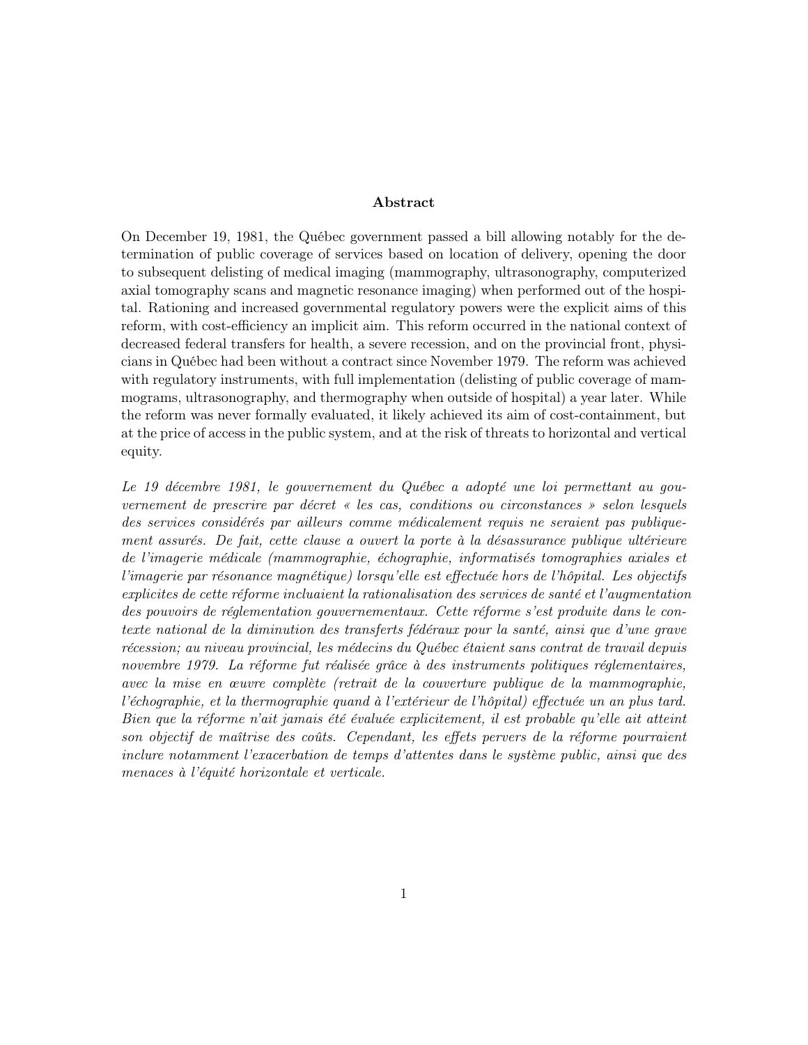**Abstract**

On December 19, 1981, the Québec government passed a bill allowing notably for the determination of public coverage of services based on location of delivery, opening the door to subsequent delisting of medical imaging (mammography, ultrasonography, computerized axial tomography scans and magnetic resonance imaging) when performed out of the hospital. Rationing and increased governmental regulatory powers were the explicit aims of this reform, with cost-efficiency an implicit aim. This reform occurred in the national context of decreased federal transfers for health, a severe recession, and on the provincial front, physicians in Québec had been without a contract since November 1979. The reform was achieved with regulatory instruments, with full implementation (delisting of public coverage of mammograms, ultrasonography, and thermography when outside of hospital) a year later. While the reform was never formally evaluated, it likely achieved its aim of cost-containment, but at the price of access in the public system, and at the risk of threats to horizontal and vertical equity.

*Le 19 décembre 1981, le gouvernement du Québec a adopté une loi permettant au gouvernement de prescrire par décret « les cas, conditions ou circonstances » selon lesquels des services considérés par ailleurs comme médicalement requis ne seraient pas publiquement assurés. De fait, cette clause a ouvert la porte à la désassurance publique ultérieure de l'imagerie médicale (mammographie, échographie, informatisés tomographies axiales et l'imagerie par résonance magnétique) lorsqu'elle est effectuée hors de l'hôpital. Les objectifs explicites de cette réforme incluaient la rationalisation des services de santé et l'augmentation des pouvoirs de réglementation gouvernementaux. Cette réforme s'est produite dans le contexte national de la diminution des transferts fédéraux pour la santé, ainsi que d'une grave récession; au niveau provincial, les médecins du Québec étaient sans contrat de travail depuis novembre 1979. La réforme fut réalisée grâce à des instruments politiques réglementaires, avec la mise en œuvre complète (retrait de la couverture publique de la mammographie, l'échographie, et la thermographie quand à l'extérieur de l'hôpital) effectuée un an plus tard. Bien que la réforme n'ait jamais été évaluée explicitement, il est probable qu'elle ait atteint son objectif de maîtrise des coûts. Cependant, les effets pervers de la réforme pourraient inclure notamment l'exacerbation de temps d'attentes dans le système public, ainsi que des menaces à l'équité horizontale et verticale.*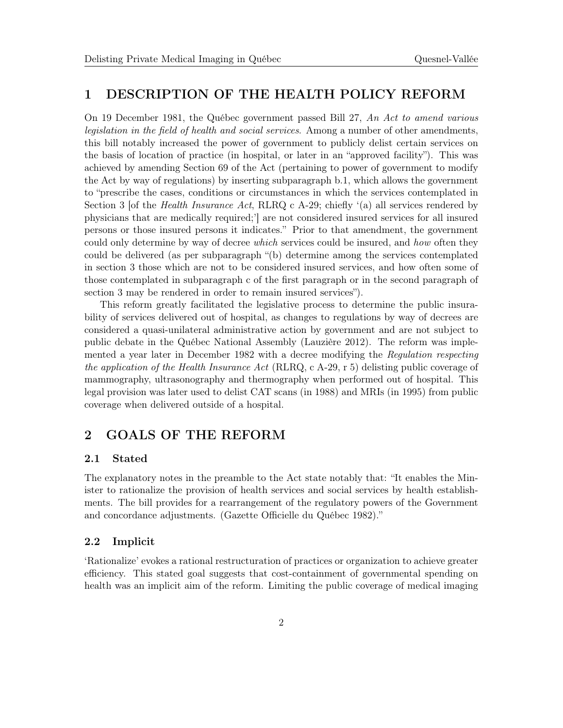## 1 DESCRIPTION OF THE HEALTH POLICY REFORM

On 19 December 1981, the Québec government passed Bill 27, *An Act to amend various legislation in the field of health and social services*. Among a number of other amendments, this bill notably increased the power of government to publicly delist certain services on the basis of location of practice (in hospital, or later in an "approved facility"). This was achieved by amending Section 69 of the Act (pertaining to power of government to modify the Act by way of regulations) by inserting subparagraph b.1, which allows the government to "prescribe the cases, conditions or circumstances in which the services contemplated in Section 3 [of the *Health Insurance Act*, RLRQ c A-29; chiefly '(a) all services rendered by physicians that are medically required;'] are not considered insured services for all insured persons or those insured persons it indicates." Prior to that amendment, the government could only determine by way of decree *which* services could be insured, and *how* often they could be delivered (as per subparagraph "(b) determine among the services contemplated in section 3 those which are not to be considered insured services, and how often some of those contemplated in subparagraph c of the first paragraph or in the second paragraph of section 3 may be rendered in order to remain insured services").

This reform greatly facilitated the legislative process to determine the public insurability of services delivered out of hospital, as changes to regulations by way of decrees are considered a quasi-unilateral administrative action by government and are not subject to public debate in the Québec National Assembly (Lauzière 2012). The reform was implemented a year later in December 1982 with a decree modifying the *Regulation respecting the application of the Health Insurance Act* (RLRQ, c A-29, r 5) delisting public coverage of mammography, ultrasonography and thermography when performed out of hospital. This legal provision was later used to delist CAT scans (in 1988) and MRIs (in 1995) from public coverage when delivered outside of a hospital.

## 2 GOALS OF THE REFORM

### 2.1 Stated

The explanatory notes in the preamble to the Act state notably that: "It enables the Minister to rationalize the provision of health services and social services by health establishments. The bill provides for a rearrangement of the regulatory powers of the Government and concordance adjustments. (Gazette Officielle du Québec 1982)."

### 2.2 Implicit

'Rationalize' evokes a rational restructuration of practices or organization to achieve greater efficiency. This stated goal suggests that cost-containment of governmental spending on health was an implicit aim of the reform. Limiting the public coverage of medical imaging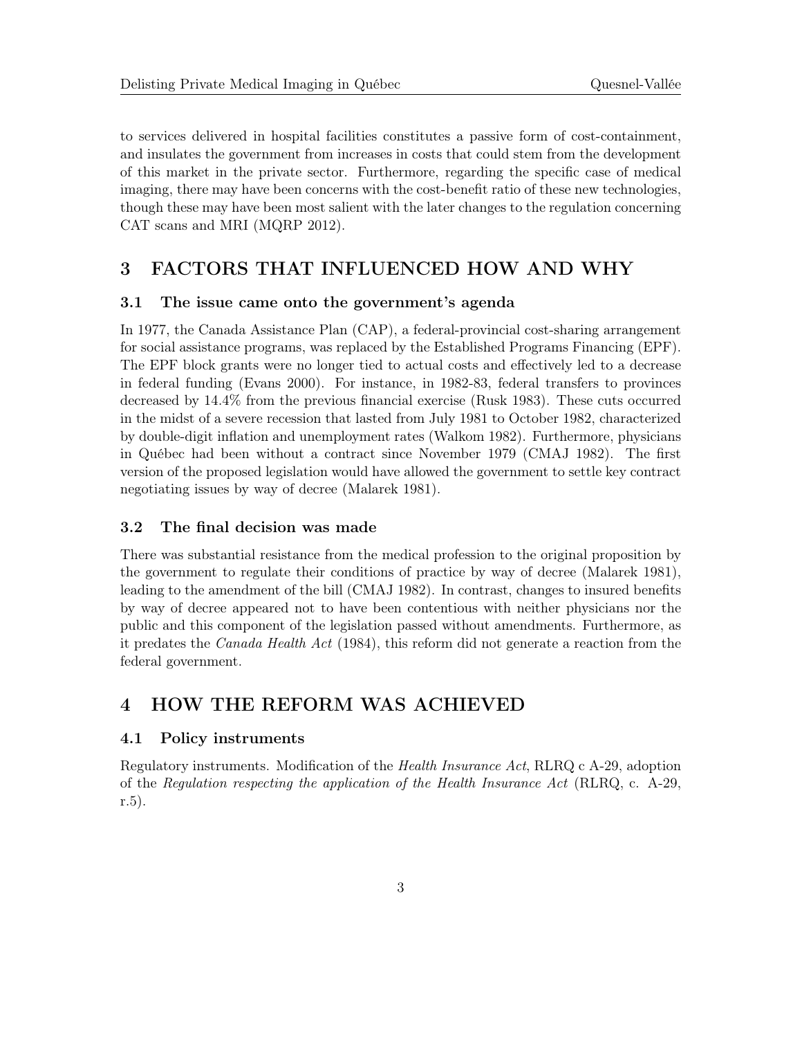to services delivered in hospital facilities constitutes a passive form of cost-containment, and insulates the government from increases in costs that could stem from the development of this market in the private sector. Furthermore, regarding the specific case of medical imaging, there may have been concerns with the cost-benefit ratio of these new technologies, though these may have been most salient with the later changes to the regulation concerning CAT scans and MRI (MQRP 2012).

## 3 FACTORS THAT INFLUENCED HOW AND WHY

### 3.1 The issue came onto the government's agenda

In 1977, the Canada Assistance Plan (CAP), a federal-provincial cost-sharing arrangement for social assistance programs, was replaced by the Established Programs Financing (EPF). The EPF block grants were no longer tied to actual costs and effectively led to a decrease in federal funding (Evans 2000). For instance, in 1982-83, federal transfers to provinces decreased by 14.4% from the previous financial exercise (Rusk 1983). These cuts occurred in the midst of a severe recession that lasted from July 1981 to October 1982, characterized by double-digit inflation and unemployment rates (Walkom 1982). Furthermore, physicians in Québec had been without a contract since November 1979 (CMAJ 1982). The first version of the proposed legislation would have allowed the government to settle key contract negotiating issues by way of decree (Malarek 1981).

### 3.2 The final decision was made

There was substantial resistance from the medical profession to the original proposition by the government to regulate their conditions of practice by way of decree (Malarek 1981), leading to the amendment of the bill (CMAJ 1982). In contrast, changes to insured benefits by way of decree appeared not to have been contentious with neither physicians nor the public and this component of the legislation passed without amendments. Furthermore, as it predates the *Canada Health Act* (1984), this reform did not generate a reaction from the federal government.

## 4 HOW THE REFORM WAS ACHIEVED

### 4.1 Policy instruments

Regulatory instruments. Modification of the *Health Insurance Act*, RLRQ c A-29, adoption of the *Regulation respecting the application of the Health Insurance Act* (RLRQ, c. A-29, r.5).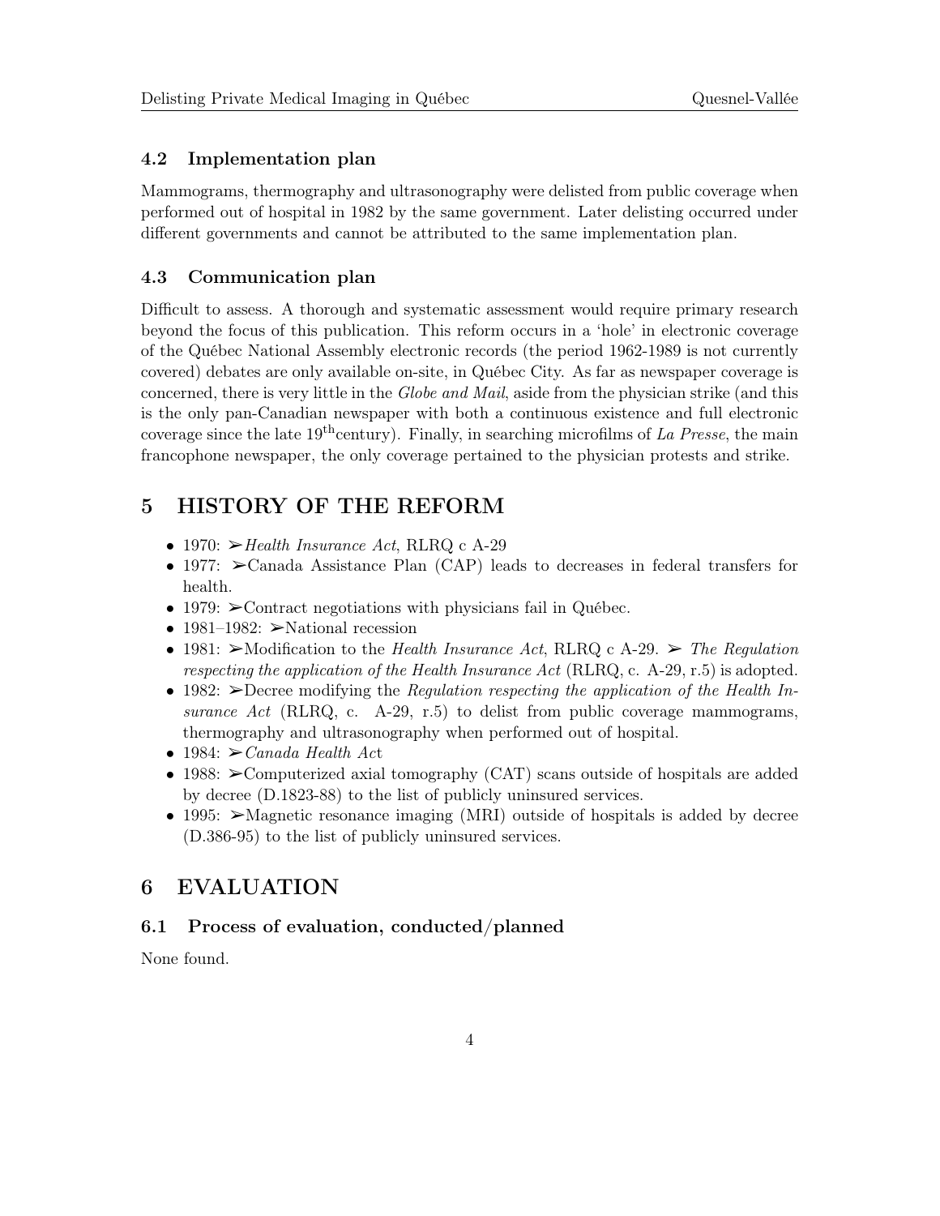### 4.2 Implementation plan

Mammograms, thermography and ultrasonography were delisted from public coverage when performed out of hospital in 1982 by the same government. Later delisting occurred under different governments and cannot be attributed to the same implementation plan.

### 4.3 Communication plan

Difficult to assess. A thorough and systematic assessment would require primary research beyond the focus of this publication. This reform occurs in a 'hole' in electronic coverage of the Québec National Assembly electronic records (the period 1962-1989 is not currently covered) debates are only available on-site, in Québec City. As far as newspaper coverage is concerned, there is very little in the *Globe and Mail*, aside from the physician strike (and this is the only pan-Canadian newspaper with both a continuous existence and full electronic coverage since the late 19th century). Finally, in searching microfilms of *La Presse*, the main francophone newspaper, the only coverage pertained to the physician protests and strike.

## 5 HISTORY OF THE REFORM

- 1970: ➢*Health Insurance Act*, RLRQ c A-29
- 1977: ➢Canada Assistance Plan (CAP) leads to decreases in federal transfers for health.
- 1979: ➢Contract negotiations with physicians fail in Québec.
- 1981–1982: ➢National recession
- 1981: ➢Modification to the *Health Insurance Act*, RLRQ c A-29. ➢ *The Regulation respecting the application of the Health Insurance Act* (RLRQ, c. A-29, r.5) is adopted.
- 1982: ➢Decree modifying the *Regulation respecting the application of the Health Insurance Act* (RLRQ, c. A-29, r.5) to delist from public coverage mammograms, thermography and ultrasonography when performed out of hospital.
- 1984: ➢*Canada Health Act*
- 1988: ➢Computerized axial tomography (CAT) scans outside of hospitals are added by decree (D.1823-88) to the list of publicly uninsured services.
- 1995: ➢Magnetic resonance imaging (MRI) outside of hospitals is added by decree (D.386-95) to the list of publicly uninsured services.

## 6 EVALUATION

### 6.1 Process of evaluation, conducted/planned

None found.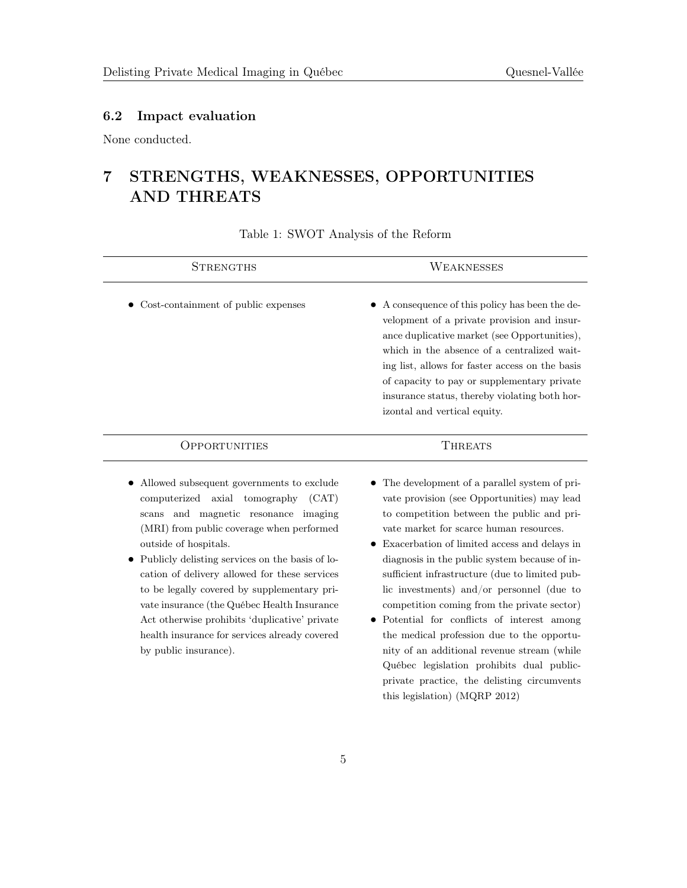### 6.2 Impact evaluation

None conducted.

## 7 STRENGTHS, WEAKNESSES, OPPORTUNITIES AND THREATS

Table 1: SWOT Analysis of the Reform

| STRENGTHS | WEAKNESSES |
| --- | --- |
| • Cost-containment of public expenses | • A consequence of this policy has been the development of a private provision and insurance duplicative market (see Opportunities), which in the absence of a centralized waiting list, allows for faster access on the basis of capacity to pay or supplementary private insurance status, thereby violating both horizontal and vertical equity. |
| **OPPORTUNITIES** | **THREATS** |
| • Allowed subsequent governments to exclude computerized axial tomography (CAT) scans and magnetic resonance imaging (MRI) from public coverage when performed outside of hospitals. <br> • Publicly delisting services on the basis of location of delivery allowed for these services to be legally covered by supplementary private insurance (the Québec Health Insurance Act otherwise prohibits 'duplicative' private health insurance for services already covered by public insurance). | • The development of a parallel system of private provision (see Opportunities) may lead to competition between the public and private market for scarce human resources. <br> • Exacerbation of limited access and delays in diagnosis in the public system because of insufficient infrastructure (due to limited public investments) and/or personnel (due to competition coming from the private sector) <br> • Potential for conflicts of interest among the medical profession due to the opportunity of an additional revenue stream (while Québec legislation prohibits dual public-private practice, the delisting circumvents this legislation) (MQRP 2012) |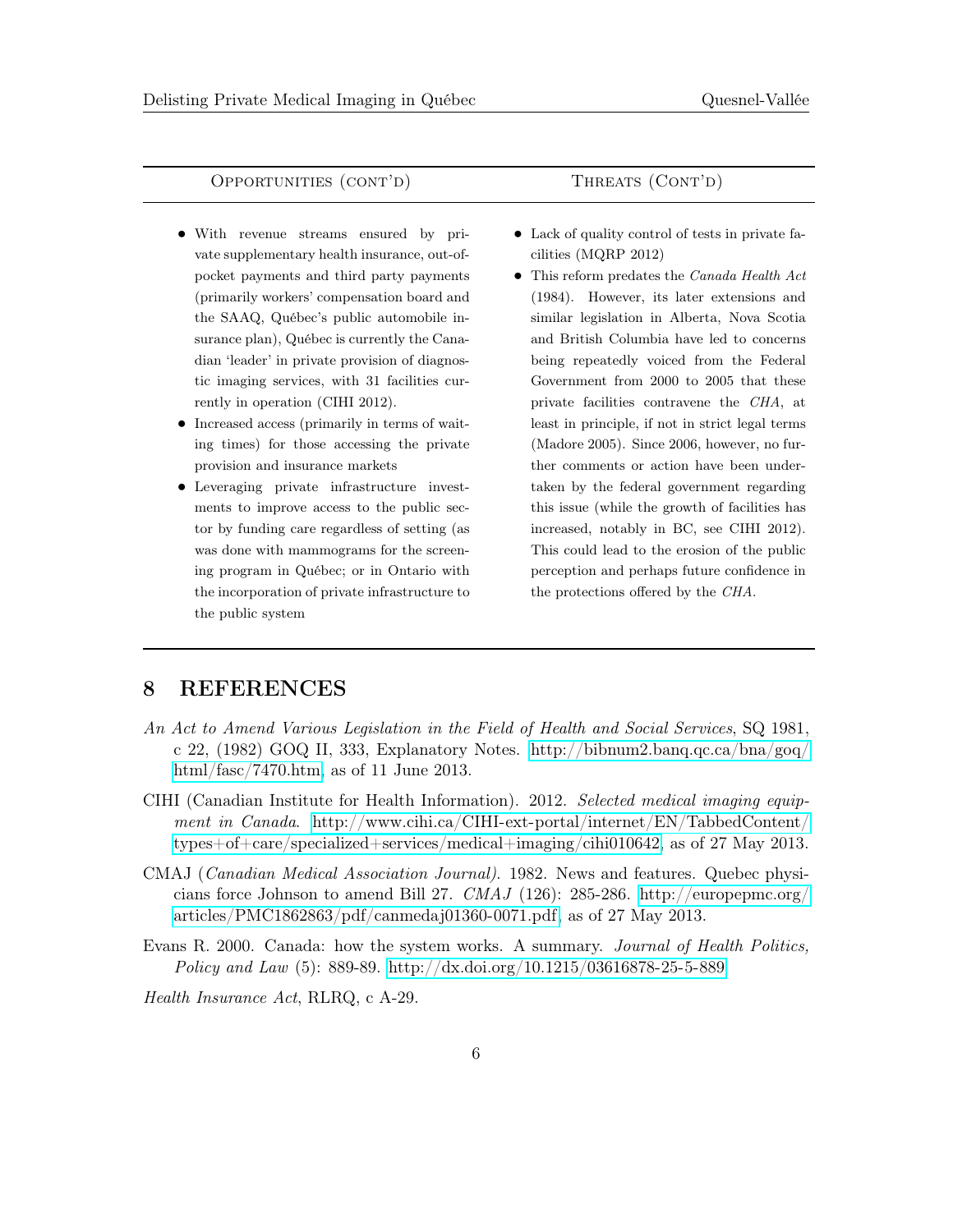| Opportunities (cont'd) | Threats (Cont'd) |
|---|---|
| • With revenue streams ensured by private supplementary health insurance, out-of-pocket payments and third party payments (primarily workers' compensation board and the SAAQ, Québec's public automobile insurance plan), Québec is currently the Canadian 'leader' in private provision of diagnostic imaging services, with 31 facilities currently in operation (CIHI 2012). <br> • Increased access (primarily in terms of waiting times) for those accessing the private provision and insurance markets <br> • Leveraging private infrastructure investments to improve access to the public sector by funding care regardless of setting (as was done with mammograms for the screening program in Québec; or in Ontario with the incorporation of private infrastructure to the public system | • Lack of quality control of tests in private facilities (MQRP 2012) <br> • This reform predates the *Canada Health Act* (1984). However, its later extensions and similar legislation in Alberta, Nova Scotia and British Columbia have led to concerns being repeatedly voiced from the Federal Government from 2000 to 2005 that these private facilities contravene the *CHA*, at least in principle, if not in strict legal terms (Madore 2005). Since 2006, however, no further comments or action have been undertaken by the federal government regarding this issue (while the growth of facilities has increased, notably in BC, see CIHI 2012). This could lead to the erosion of the public perception and perhaps future confidence in the protections offered by the *CHA*. |

## 8 REFERENCES

*An Act to Amend Various Legislation in the Field of Health and Social Services*, SQ 1981, c 22, (1982) GOQ II, 333, Explanatory Notes. http://bibnum2.banq.qc.ca/bna/goq/html/fasc/7470.htm, as of 11 June 2013.

CIHI (Canadian Institute for Health Information). 2012. *Selected medical imaging equipment in Canada*. http://www.cihi.ca/CIHI-ext-portal/internet/EN/TabbedContent/types+of+care/specialized+services/medical+imaging/cihi010642, as of 27 May 2013.

CMAJ (*Canadian Medical Association Journal)*. 1982. News and features. Quebec physicians force Johnson to amend Bill 27. *CMAJ* (126): 285-286. http://europepmc.org/articles/PMC1862863/pdf/canmedaj01360-0071.pdf, as of 27 May 2013.

Evans R. 2000. Canada: how the system works. A summary. *Journal of Health Politics, Policy and Law* (5): 889-89. http://dx.doi.org/10.1215/03616878-25-5-889

*Health Insurance Act*, RLRQ, c A-29.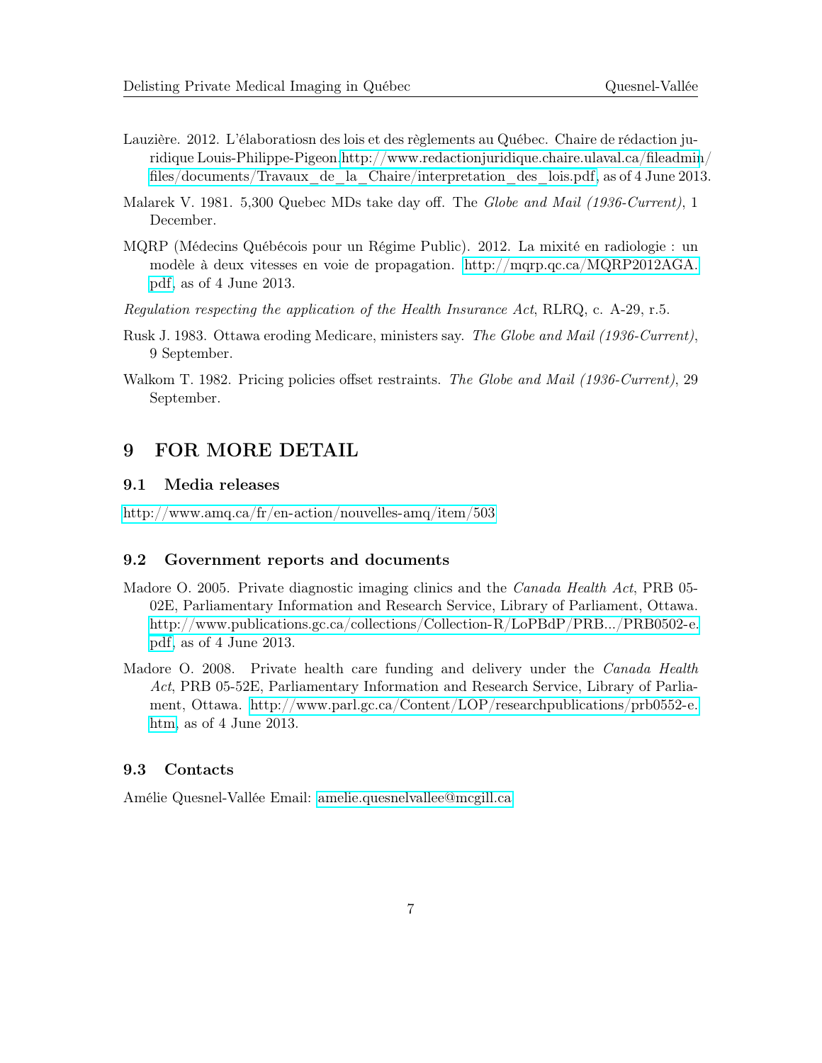Lauzière. 2012. L'élaboratiosn des lois et des règlements au Québec. Chaire de rédaction juridique Louis-Philippe-Pigeon.http://www.redactionjuridique.chaire.ulaval.ca/fileadmin/files/documents/Travaux_de_la_Chaire/interpretation_des_lois.pdf, as of 4 June 2013.

Malarek V. 1981. 5,300 Quebec MDs take day off. The *Globe and Mail (1936-Current)*, 1 December.

MQRP (Médecins Québécois pour un Régime Public). 2012. La mixité en radiologie : un modèle à deux vitesses en voie de propagation. http://mqrp.qc.ca/MQRP2012AGA.pdf, as of 4 June 2013.

*Regulation respecting the application of the Health Insurance Act*, RLRQ, c. A-29, r.5.

Rusk J. 1983. Ottawa eroding Medicare, ministers say. *The Globe and Mail (1936-Current)*, 9 September.

Walkom T. 1982. Pricing policies offset restraints. *The Globe and Mail (1936-Current)*, 29 September.

# 9 FOR MORE DETAIL

## 9.1 Media releases

http://www.amq.ca/fr/en-action/nouvelles-amq/item/503

## 9.2 Government reports and documents

Madore O. 2005. Private diagnostic imaging clinics and the *Canada Health Act*, PRB 05-02E, Parliamentary Information and Research Service, Library of Parliament, Ottawa. http://www.publications.gc.ca/collections/Collection-R/LoPBdP/PRB.../PRB0502-e.pdf, as of 4 June 2013.

Madore O. 2008. Private health care funding and delivery under the *Canada Health Act*, PRB 05-52E, Parliamentary Information and Research Service, Library of Parliament, Ottawa. http://www.parl.gc.ca/Content/LOP/researchpublications/prb0552-e.htm, as of 4 June 2013.

## 9.3 Contacts

Amélie Quesnel-Vallée Email: amelie.quesnelvallee@mcgill.ca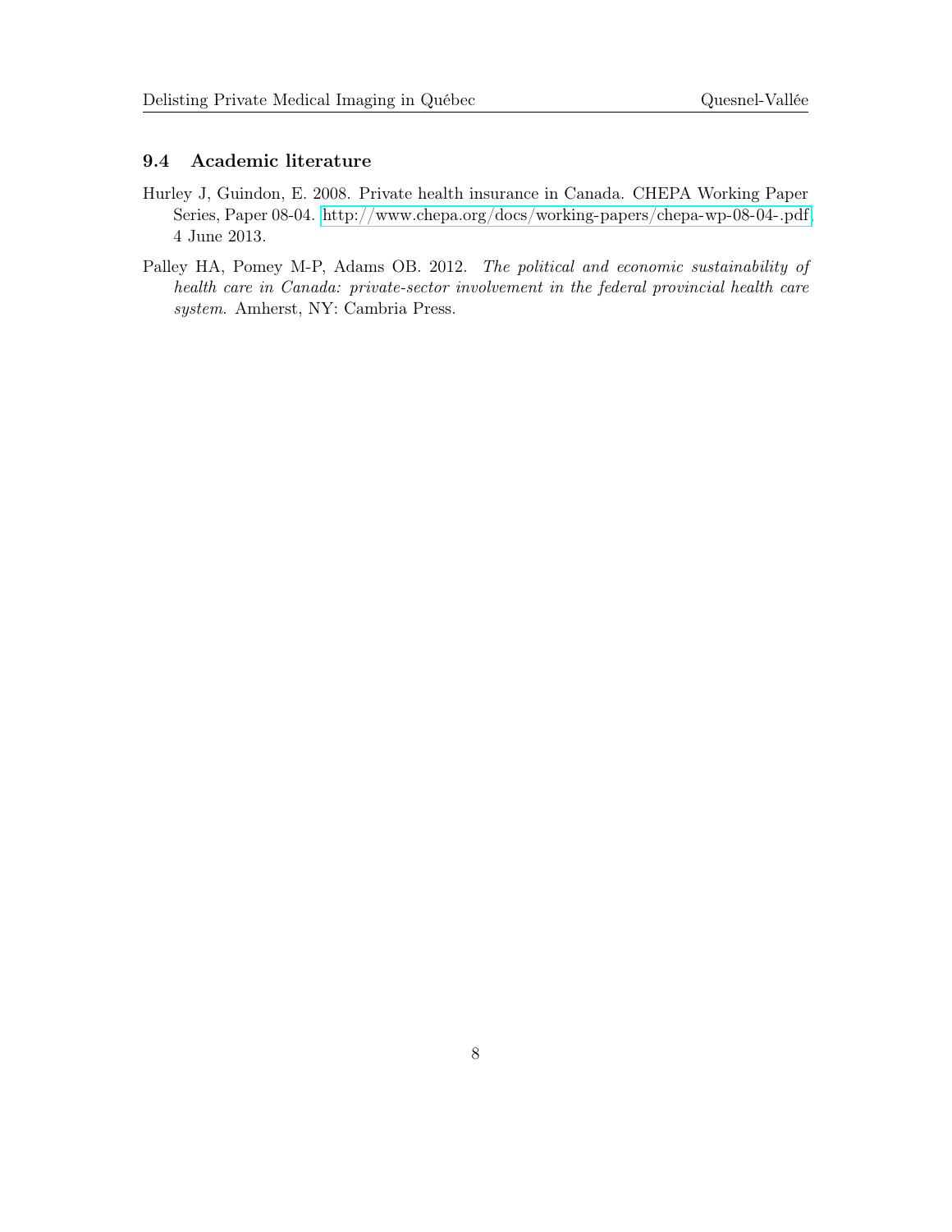### 9.4 Academic literature

Hurley J, Guindon, E. 2008. Private health insurance in Canada. CHEPA Working Paper Series, Paper 08-04. http://www.chepa.org/docs/working-papers/chepa-wp-08-04-.pdf, 4 June 2013.

Palley HA, Pomey M-P, Adams OB. 2012. *The political and economic sustainability of health care in Canada: private-sector involvement in the federal provincial health care system*. Amherst, NY: Cambria Press.